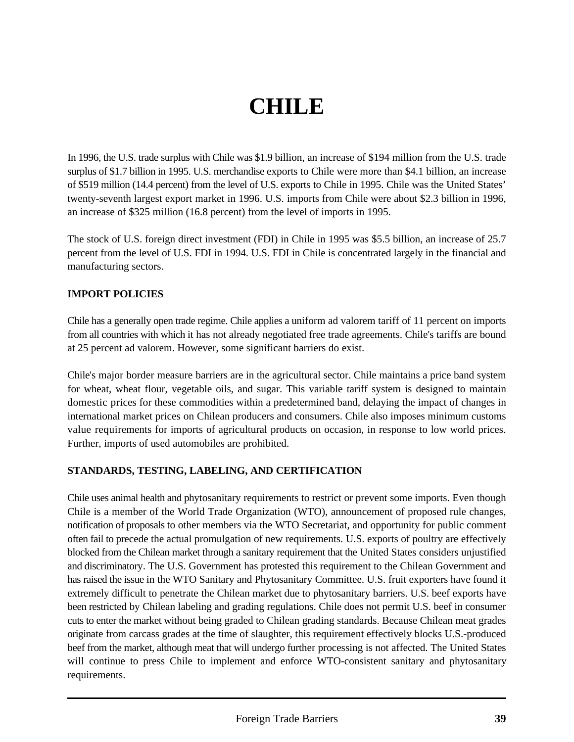# CHILE

In 1996, the U.S. trade surplus with Chile was $1.9 billion, an increase of $194 million from the U.S. trade surplus of $1.7 billion in 1995. U.S. merchandise exports to Chile were more than $4.1 billion, an increase of $519 million (14.4 percent) from the level of U.S. exports to Chile in 1995. Chile was the United States' twenty-seventh largest export market in 1996. U.S. imports from Chile were about $2.3 billion in 1996, an increase of $325 million (16.8 percent) from the level of imports in 1995.

The stock of U.S. foreign direct investment (FDI) in Chile in 1995 was $5.5 billion, an increase of 25.7 percent from the level of U.S. FDI in 1994. U.S. FDI in Chile is concentrated largely in the financial and manufacturing sectors.

## IMPORT POLICIES

Chile has a generally open trade regime. Chile applies a uniform ad valorem tariff of 11 percent on imports from all countries with which it has not already negotiated free trade agreements. Chile's tariffs are bound at 25 percent ad valorem. However, some significant barriers do exist.

Chile's major border measure barriers are in the agricultural sector. Chile maintains a price band system for wheat, wheat flour, vegetable oils, and sugar. This variable tariff system is designed to maintain domestic prices for these commodities within a predetermined band, delaying the impact of changes in international market prices on Chilean producers and consumers. Chile also imposes minimum customs value requirements for imports of agricultural products on occasion, in response to low world prices. Further, imports of used automobiles are prohibited.

## STANDARDS, TESTING, LABELING, AND CERTIFICATION

Chile uses animal health and phytosanitary requirements to restrict or prevent some imports. Even though Chile is a member of the World Trade Organization (WTO), announcement of proposed rule changes, notification of proposals to other members via the WTO Secretariat, and opportunity for public comment often fail to precede the actual promulgation of new requirements. U.S. exports of poultry are effectively blocked from the Chilean market through a sanitary requirement that the United States considers unjustified and discriminatory. The U.S. Government has protested this requirement to the Chilean Government and has raised the issue in the WTO Sanitary and Phytosanitary Committee. U.S. fruit exporters have found it extremely difficult to penetrate the Chilean market due to phytosanitary barriers. U.S. beef exports have been restricted by Chilean labeling and grading regulations. Chile does not permit U.S. beef in consumer cuts to enter the market without being graded to Chilean grading standards. Because Chilean meat grades originate from carcass grades at the time of slaughter, this requirement effectively blocks U.S.-produced beef from the market, although meat that will undergo further processing is not affected. The United States will continue to press Chile to implement and enforce WTO-consistent sanitary and phytosanitary requirements.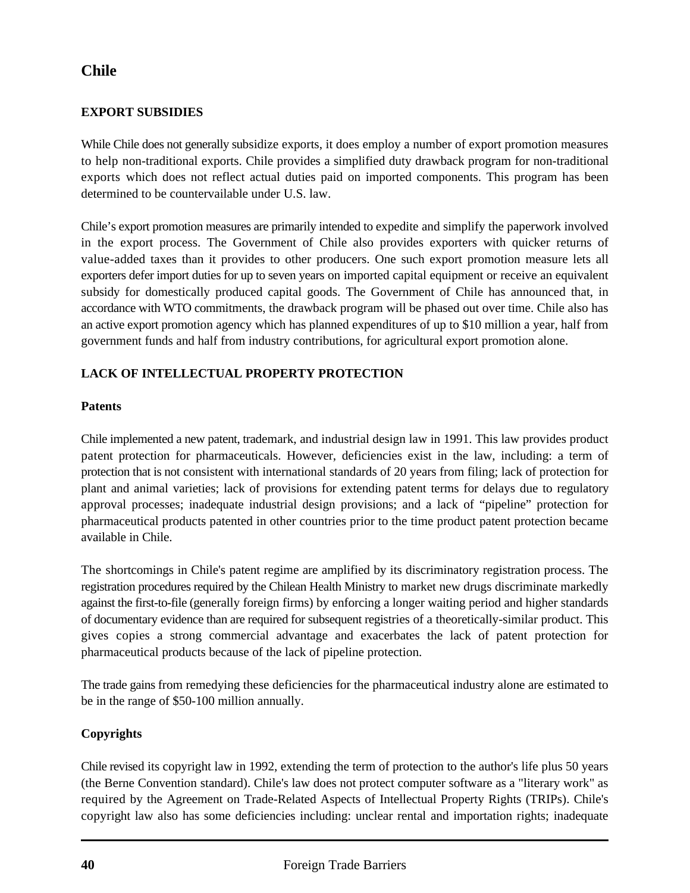# Chile

## EXPORT SUBSIDIES

While Chile does not generally subsidize exports, it does employ a number of export promotion measures to help non-traditional exports. Chile provides a simplified duty drawback program for non-traditional exports which does not reflect actual duties paid on imported components. This program has been determined to be countervailable under U.S. law.

Chile's export promotion measures are primarily intended to expedite and simplify the paperwork involved in the export process. The Government of Chile also provides exporters with quicker returns of value-added taxes than it provides to other producers. One such export promotion measure lets all exporters defer import duties for up to seven years on imported capital equipment or receive an equivalent subsidy for domestically produced capital goods. The Government of Chile has announced that, in accordance with WTO commitments, the drawback program will be phased out over time. Chile also has an active export promotion agency which has planned expenditures of up to $10 million a year, half from government funds and half from industry contributions, for agricultural export promotion alone.

## LACK OF INTELLECTUAL PROPERTY PROTECTION

### Patents

Chile implemented a new patent, trademark, and industrial design law in 1991. This law provides product patent protection for pharmaceuticals. However, deficiencies exist in the law, including: a term of protection that is not consistent with international standards of 20 years from filing; lack of protection for plant and animal varieties; lack of provisions for extending patent terms for delays due to regulatory approval processes; inadequate industrial design provisions; and a lack of "pipeline" protection for pharmaceutical products patented in other countries prior to the time product patent protection became available in Chile.

The shortcomings in Chile's patent regime are amplified by its discriminatory registration process. The registration procedures required by the Chilean Health Ministry to market new drugs discriminate markedly against the first-to-file (generally foreign firms) by enforcing a longer waiting period and higher standards of documentary evidence than are required for subsequent registries of a theoretically-similar product. This gives copies a strong commercial advantage and exacerbates the lack of patent protection for pharmaceutical products because of the lack of pipeline protection.

The trade gains from remedying these deficiencies for the pharmaceutical industry alone are estimated to be in the range of $50-100 million annually.

### Copyrights

Chile revised its copyright law in 1992, extending the term of protection to the author's life plus 50 years (the Berne Convention standard). Chile's law does not protect computer software as a "literary work" as required by the Agreement on Trade-Related Aspects of Intellectual Property Rights (TRIPs). Chile's copyright law also has some deficiencies including: unclear rental and importation rights; inadequate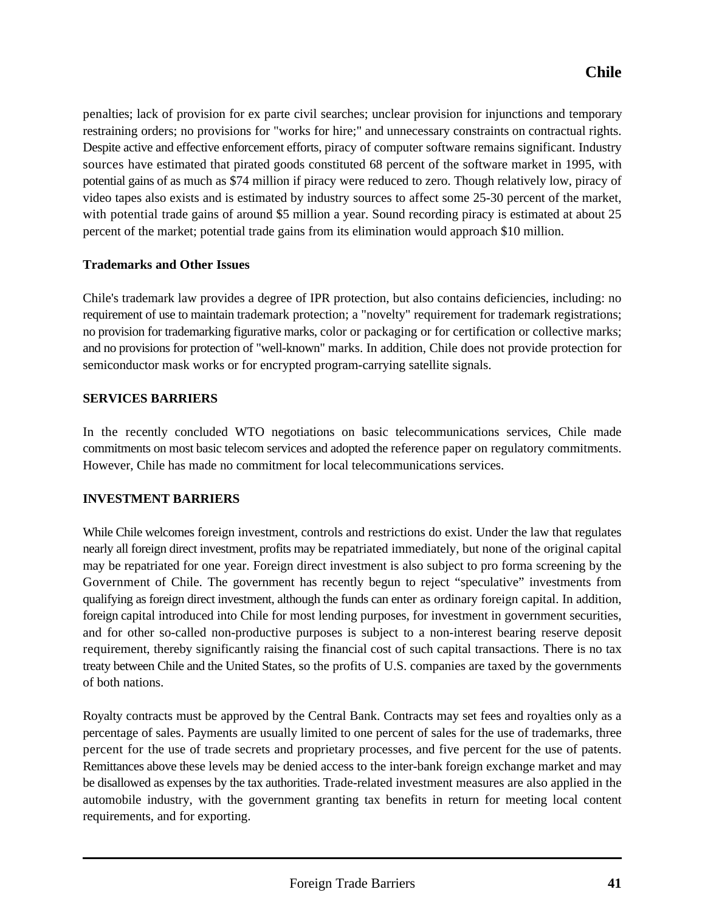penalties; lack of provision for ex parte civil searches; unclear provision for injunctions and temporary restraining orders; no provisions for "works for hire;" and unnecessary constraints on contractual rights. Despite active and effective enforcement efforts, piracy of computer software remains significant. Industry sources have estimated that pirated goods constituted 68 percent of the software market in 1995, with potential gains of as much as $74 million if piracy were reduced to zero. Though relatively low, piracy of video tapes also exists and is estimated by industry sources to affect some 25-30 percent of the market, with potential trade gains of around $5 million a year. Sound recording piracy is estimated at about 25 percent of the market; potential trade gains from its elimination would approach $10 million.

### Trademarks and Other Issues

Chile's trademark law provides a degree of IPR protection, but also contains deficiencies, including: no requirement of use to maintain trademark protection; a "novelty" requirement for trademark registrations; no provision for trademarking figurative marks, color or packaging or for certification or collective marks; and no provisions for protection of "well-known" marks. In addition, Chile does not provide protection for semiconductor mask works or for encrypted program-carrying satellite signals.

## SERVICES BARRIERS

In the recently concluded WTO negotiations on basic telecommunications services, Chile made commitments on most basic telecom services and adopted the reference paper on regulatory commitments. However, Chile has made no commitment for local telecommunications services.

## INVESTMENT BARRIERS

While Chile welcomes foreign investment, controls and restrictions do exist. Under the law that regulates nearly all foreign direct investment, profits may be repatriated immediately, but none of the original capital may be repatriated for one year. Foreign direct investment is also subject to pro forma screening by the Government of Chile. The government has recently begun to reject "speculative" investments from qualifying as foreign direct investment, although the funds can enter as ordinary foreign capital. In addition, foreign capital introduced into Chile for most lending purposes, for investment in government securities, and for other so-called non-productive purposes is subject to a non-interest bearing reserve deposit requirement, thereby significantly raising the financial cost of such capital transactions. There is no tax treaty between Chile and the United States, so the profits of U.S. companies are taxed by the governments of both nations.

Royalty contracts must be approved by the Central Bank. Contracts may set fees and royalties only as a percentage of sales. Payments are usually limited to one percent of sales for the use of trademarks, three percent for the use of trade secrets and proprietary processes, and five percent for the use of patents. Remittances above these levels may be denied access to the inter-bank foreign exchange market and may be disallowed as expenses by the tax authorities. Trade-related investment measures are also applied in the automobile industry, with the government granting tax benefits in return for meeting local content requirements, and for exporting.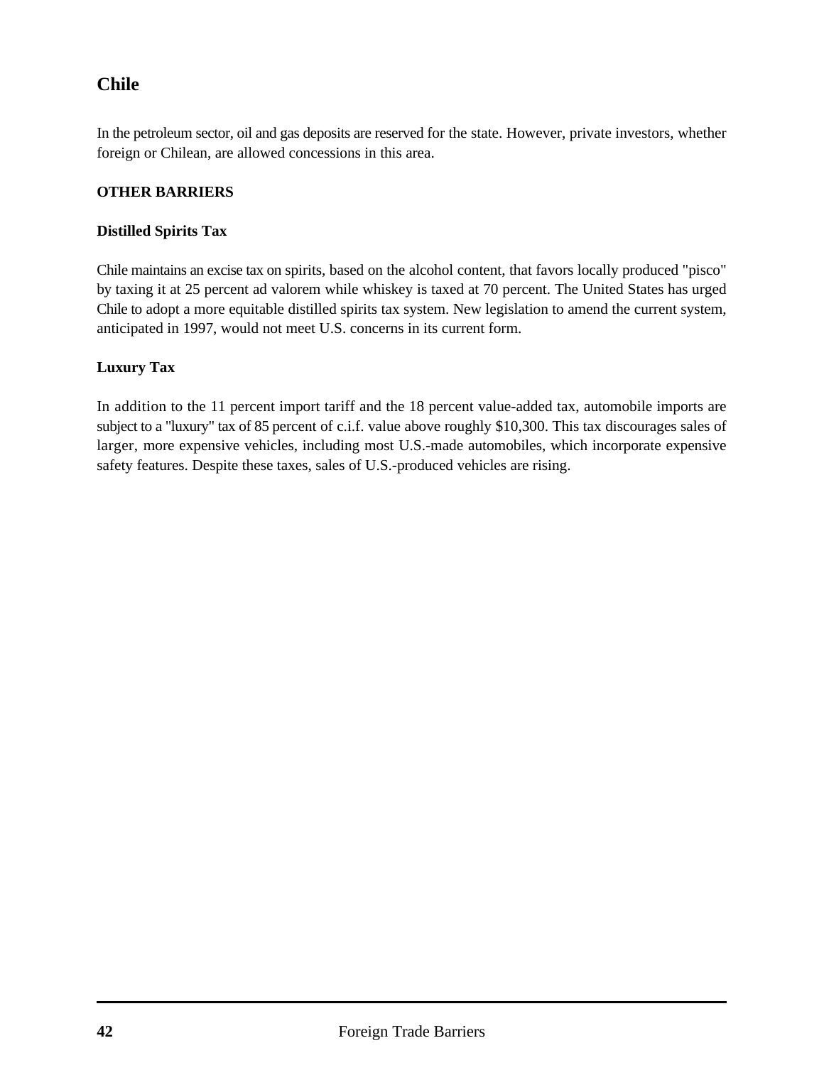# Chile

In the petroleum sector, oil and gas deposits are reserved for the state. However, private investors, whether foreign or Chilean, are allowed concessions in this area.

**OTHER BARRIERS**

**Distilled Spirits Tax**

Chile maintains an excise tax on spirits, based on the alcohol content, that favors locally produced "pisco" by taxing it at 25 percent ad valorem while whiskey is taxed at 70 percent. The United States has urged Chile to adopt a more equitable distilled spirits tax system. New legislation to amend the current system, anticipated in 1997, would not meet U.S. concerns in its current form.

**Luxury Tax**

In addition to the 11 percent import tariff and the 18 percent value-added tax, automobile imports are subject to a "luxury" tax of 85 percent of c.i.f. value above roughly $10,300. This tax discourages sales of larger, more expensive vehicles, including most U.S.-made automobiles, which incorporate expensive safety features. Despite these taxes, sales of U.S.-produced vehicles are rising.